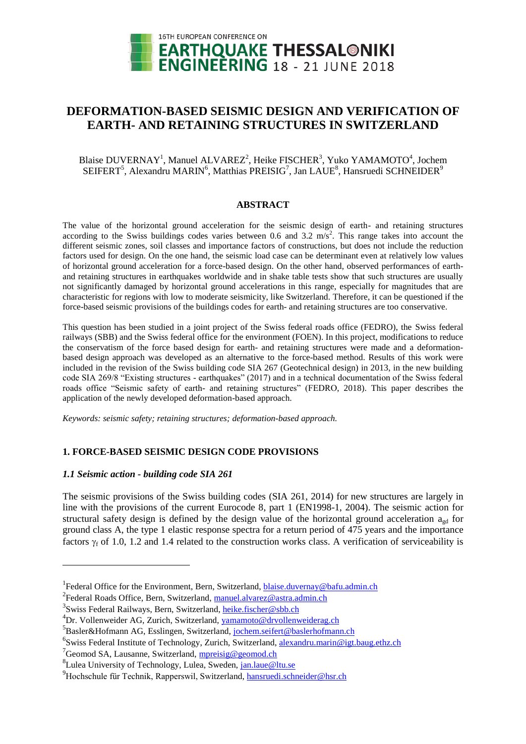# DEFORMATION-BASED SEISMIC DESIGN AND VERIFICATION OF EARTH- AND RETAINING STRUCTURES IN SWITZERLAND

Blaise DUVERNAY[1], Manuel ALVAREZ[2], Heike FISCHER[3], Yuko YAMAMOTO[4], Jochem SEIFERT[5], Alexandru MARIN[6], Matthias PREISIG[7], Jan LAUE[8], Hansruedi SCHNEIDER[9]

## ABSTRACT

The value of the horizontal ground acceleration for the seismic design of earth- and retaining structures according to the Swiss buildings codes varies between 0.6 and 3.2 $m/s^2$. This range takes into account the different seismic zones, soil classes and importance factors of constructions, but does not include the reduction factors used for design. On the one hand, the seismic load case can be determinant even at relatively low values of horizontal ground acceleration for a force-based design. On the other hand, observed performances of earth- and retaining structures in earthquakes worldwide and in shake table tests show that such structures are usually not significantly damaged by horizontal ground accelerations in this range, especially for magnitudes that are characteristic for regions with low to moderate seismicity, like Switzerland. Therefore, it can be questioned if the force-based seismic provisions of the buildings codes for earth- and retaining structures are too conservative.

This question has been studied in a joint project of the Swiss federal roads office (FEDRO), the Swiss federal railways (SBB) and the Swiss federal office for the environment (FOEN). In this project, modifications to reduce the conservatism of the force based design for earth- and retaining structures were made and a deformation-based design approach was developed as an alternative to the force-based method. Results of this work were included in the revision of the Swiss building code SIA 267 (Geotechnical design) in 2013, in the new building code SIA 269/8 "Existing structures - earthquakes" (2017) and in a technical documentation of the Swiss federal roads office "Seismic safety of earth- and retaining structures" (FEDRO, 2018). This paper describes the application of the newly developed deformation-based approach.

*Keywords: seismic safety; retaining structures; deformation-based approach.*

## 1. FORCE-BASED SEISMIC DESIGN CODE PROVISIONS

### *1.1 Seismic action - building code SIA 261*

The seismic provisions of the Swiss building codes (SIA 261, 2014) for new structures are largely in line with the provisions of the current Eurocode 8, part 1 (EN1998-1, 2004). The seismic action for structural safety design is defined by the design value of the horizontal ground acceleration $a_{gd}$ for ground class A, the type 1 elastic response spectra for a return period of 475 years and the importance factors $\gamma_f$ of 1.0, 1.2 and 1.4 related to the construction works class. A verification of serviceability is

---

[1] Federal Office for the Environment, Bern, Switzerland, blaise.duvernay@bafu.admin.ch
[2] Federal Roads Office, Bern, Switzerland, manuel.alvarez@astra.admin.ch
[3] Swiss Federal Railways, Bern, Switzerland, heike.fischer@sbb.ch
[4] Dr. Vollenweider AG, Zurich, Switzerland, yamamoto@drvollenweiderag.ch
[5] Basler&Hofmann AG, Esslingen, Switzerland, jochem.seifert@baslerhofmann.ch
[6] Swiss Federal Institute of Technology, Zurich, Switzerland, alexandru.marin@igt.baug.ethz.ch
[7] Geomod SA, Lausanne, Switzerland, mpreisig@geomod.ch
[8] Lulea University of Technology, Lulea, Sweden, jan.laue@ltu.se
[9] Hochschule für Technik, Rapperswil, Switzerland, hansruedi.schneider@hsr.ch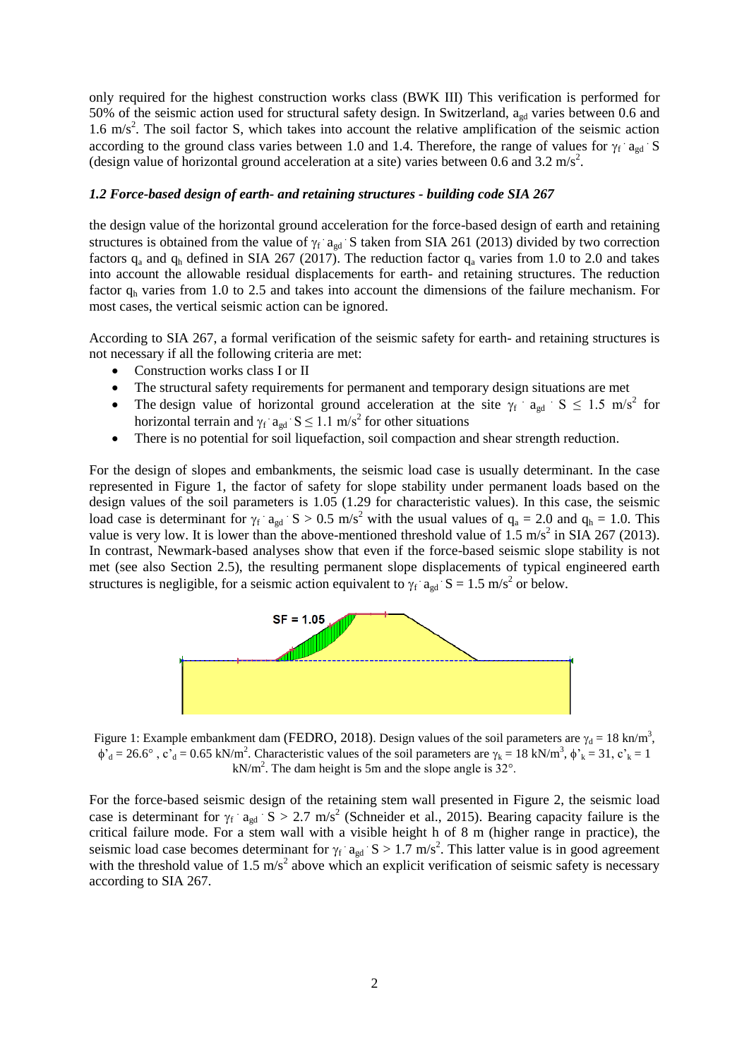only required for the highest construction works class (BWK III) This verification is performed for 50% of the seismic action used for structural safety design. In Switzerland, $a_{gd}$ varies between 0.6 and 1.6 m/s$^2$. The soil factor S, which takes into account the relative amplification of the seismic action according to the ground class varies between 1.0 and 1.4. Therefore, the range of values for $\gamma_f \cdot a_{gd} \cdot S$ (design value of horizontal ground acceleration at a site) varies between 0.6 and 3.2 m/s$^2$.

### *1.2 Force-based design of earth- and retaining structures - building code SIA 267*

the design value of the horizontal ground acceleration for the force-based design of earth and retaining structures is obtained from the value of $\gamma_f \cdot a_{gd} \cdot S$ taken from SIA 261 (2013) divided by two correction factors $q_a$ and $q_h$ defined in SIA 267 (2017). The reduction factor $q_a$ varies from 1.0 to 2.0 and takes into account the allowable residual displacements for earth- and retaining structures. The reduction factor $q_h$ varies from 1.0 to 2.5 and takes into account the dimensions of the failure mechanism. For most cases, the vertical seismic action can be ignored.

According to SIA 267, a formal verification of the seismic safety for earth- and retaining structures is not necessary if all the following criteria are met:

- Construction works class I or II
- The structural safety requirements for permanent and temporary design situations are met
- The design value of horizontal ground acceleration at the site $\gamma_f \cdot a_{gd} \cdot S \leq 1.5$ m/s$^2$ for horizontal terrain and $\gamma_f \cdot a_{gd} \cdot S \leq 1.1$ m/s$^2$ for other situations
- There is no potential for soil liquefaction, soil compaction and shear strength reduction.

For the design of slopes and embankments, the seismic load case is usually determinant. In the case represented in Figure 1, the factor of safety for slope stability under permanent loads based on the design values of the soil parameters is 1.05 (1.29 for characteristic values). In this case, the seismic load case is determinant for $\gamma_f \cdot a_{gd} \cdot S > 0.5$ m/s$^2$ with the usual values of $q_a = 2.0$ and $q_h = 1.0$. This value is very low. It is lower than the above-mentioned threshold value of 1.5 m/s$^2$ in SIA 267 (2013). In contrast, Newmark-based analyses show that even if the force-based seismic slope stability is not met (see also Section 2.5), the resulting permanent slope displacements of typical engineered earth structures is negligible, for a seismic action equivalent to $\gamma_f \cdot a_{gd} \cdot S = 1.5$ m/s$^2$ or below.

Figure 1: Example embankment dam (FEDRO, 2018). Design values of the soil parameters are $\gamma_d = 18$ kN/m$^3$, $\phi'_d = 26.6°$ , $c'_d = 0.65$ kN/m$^2$. Characteristic values of the soil parameters are $\gamma_k = 18$ kN/m$^3$, $\phi'_k = 31$, $c'_k = 1$ kN/m$^2$. The dam height is 5m and the slope angle is 32°.

For the force-based seismic design of the retaining stem wall presented in Figure 2, the seismic load case is determinant for $\gamma_f \cdot a_{gd} \cdot S > 2.7$ m/s$^2$ (Schneider et al., 2015). Bearing capacity failure is the critical failure mode. For a stem wall with a visible height h of 8 m (higher range in practice), the seismic load case becomes determinant for $\gamma_f \cdot a_{gd} \cdot S > 1.7$ m/s$^2$. This latter value is in good agreement with the threshold value of 1.5 m/s$^2$ above which an explicit verification of seismic safety is necessary according to SIA 267.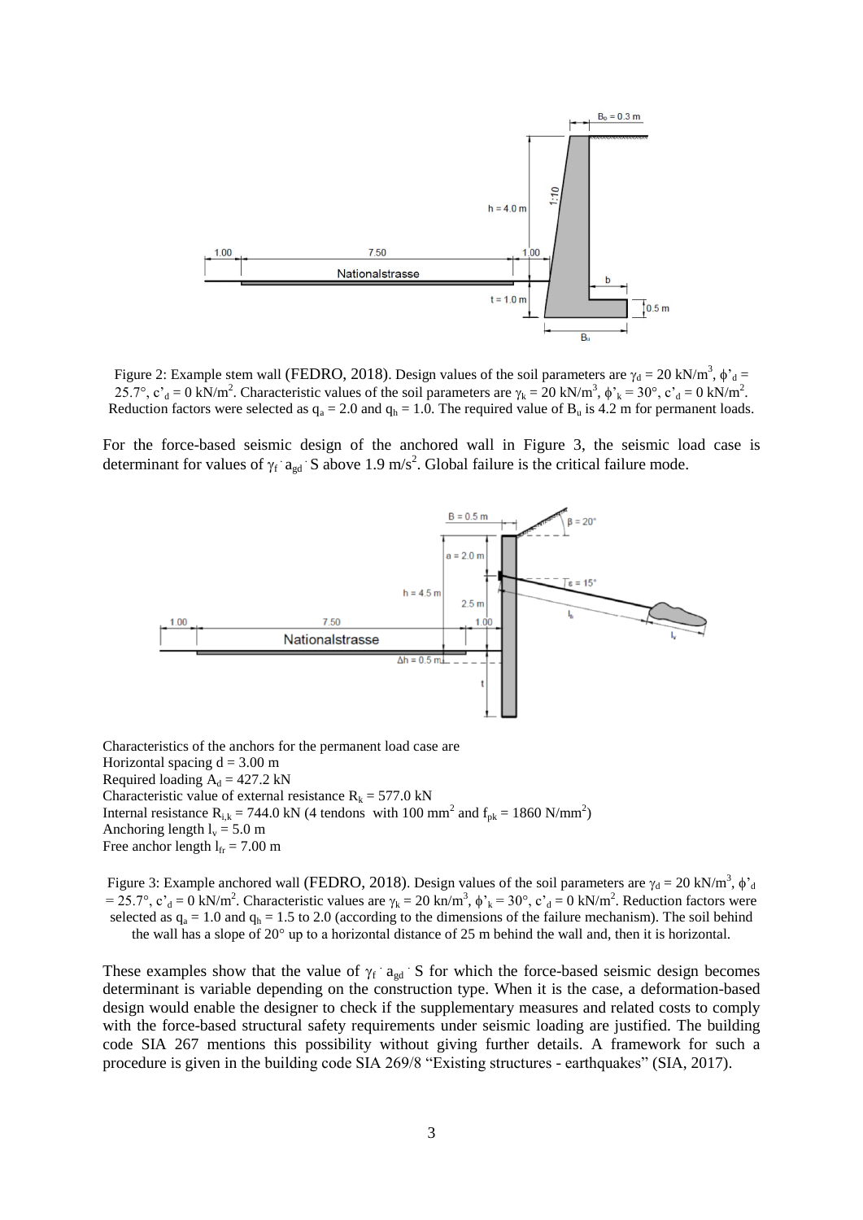Figure 2: Example stem wall (FEDRO, 2018). Design values of the soil parameters are $\gamma_d = 20$ kN/m$^3$, $\phi'_d = 25.7°$, $c'_d = 0$ kN/m$^2$. Characteristic values of the soil parameters are $\gamma_k = 20$ kN/m$^3$, $\phi'_k = 30°$, $c'_d = 0$ kN/m$^2$. Reduction factors were selected as $q_a = 2.0$ and $q_h = 1.0$. The required value of $B_u$ is 4.2 m for permanent loads.

For the force-based seismic design of the anchored wall in Figure 3, the seismic load case is determinant for values of $\gamma_f \cdot a_{gd} \cdot S$ above 1.9 m/s$^2$. Global failure is the critical failure mode.

Characteristics of the anchors for the permanent load case are
Horizontal spacing $d = 3.00$ m
Required loading $A_d = 427.2$ kN
Characteristic value of external resistance $R_k = 577.0$ kN
Internal resistance $R_{i,k} = 744.0$ kN (4 tendons with 100 mm$^2$ and $f_{pk} = 1860$ N/mm$^2$)
Anchoring length $l_v = 5.0$ m
Free anchor length $l_{fr} = 7.00$ m

Figure 3: Example anchored wall (FEDRO, 2018). Design values of the soil parameters are $\gamma_d = 20$ kN/m$^3$, $\phi'_d = 25.7°$, $c'_d = 0$ kN/m$^2$. Characteristic values are $\gamma_k = 20$ kn/m$^3$, $\phi'_k = 30°$, $c'_d = 0$ kN/m$^2$. Reduction factors were selected as $q_a = 1.0$ and $q_h = 1.5$ to 2.0 (according to the dimensions of the failure mechanism). The soil behind the wall has a slope of 20° up to a horizontal distance of 25 m behind the wall and, then it is horizontal.

These examples show that the value of $\gamma_f \cdot a_{gd} \cdot S$ for which the force-based seismic design becomes determinant is variable depending on the construction type. When it is the case, a deformation-based design would enable the designer to check if the supplementary measures and related costs to comply with the force-based structural safety requirements under seismic loading are justified. The building code SIA 267 mentions this possibility without giving further details. A framework for such a procedure is given in the building code SIA 269/8 "Existing structures - earthquakes" (SIA, 2017).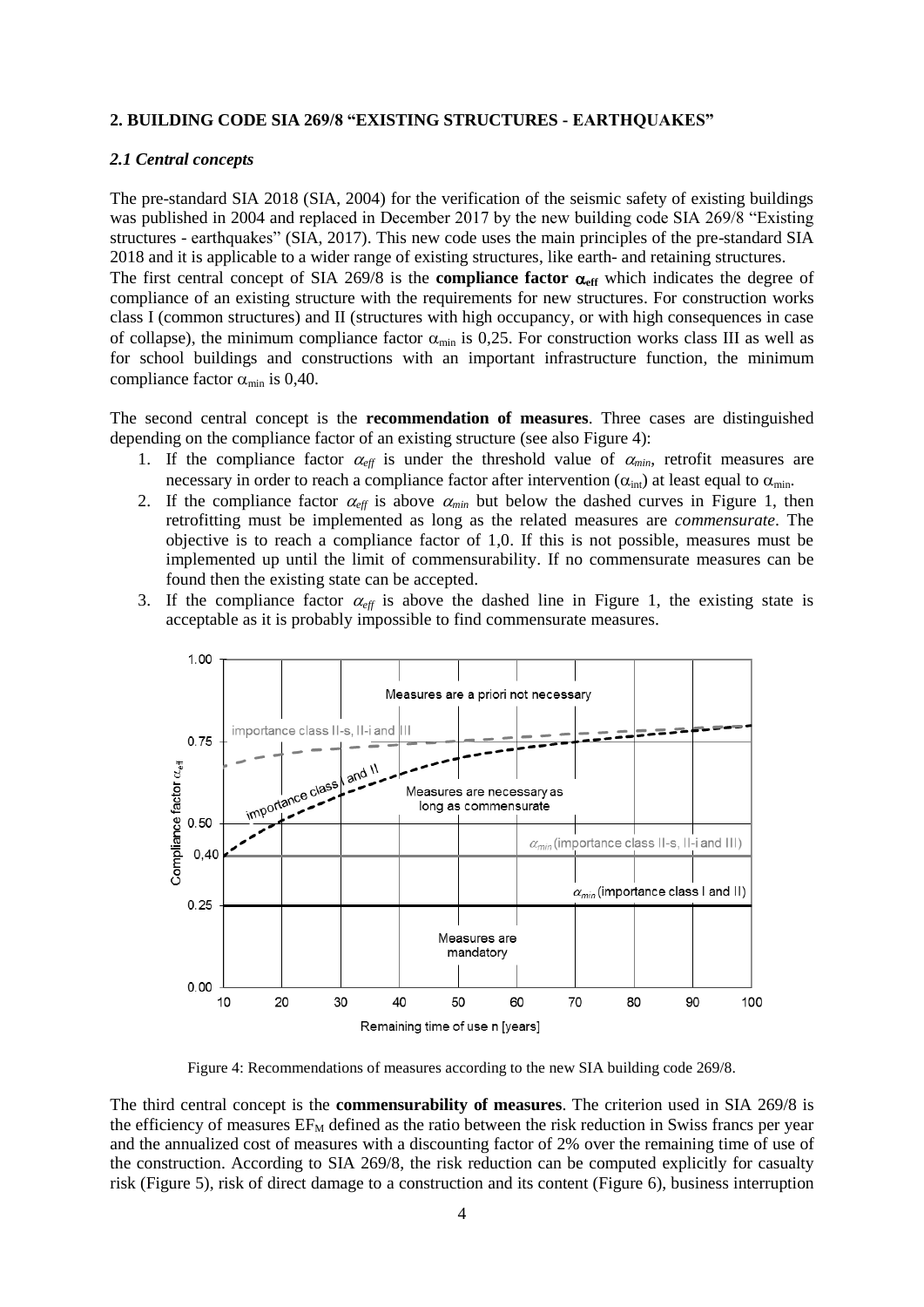## 2. BUILDING CODE SIA 269/8 "EXISTING STRUCTURES - EARTHQUAKES"

### *2.1 Central concepts*

The pre-standard SIA 2018 (SIA, 2004) for the verification of the seismic safety of existing buildings was published in 2004 and replaced in December 2017 by the new building code SIA 269/8 "Existing structures - earthquakes" (SIA, 2017). This new code uses the main principles of the pre-standard SIA 2018 and it is applicable to a wider range of existing structures, like earth- and retaining structures.

The first central concept of SIA 269/8 is the **compliance factor $\alpha_{eff}$** which indicates the degree of compliance of an existing structure with the requirements for new structures. For construction works class I (common structures) and II (structures with high occupancy, or with high consequences in case of collapse), the minimum compliance factor $\alpha_{min}$ is 0,25. For construction works class III as well as for school buildings and constructions with an important infrastructure function, the minimum compliance factor $\alpha_{min}$ is 0,40.

The second central concept is the **recommendation of measures**. Three cases are distinguished depending on the compliance factor of an existing structure (see also Figure 4):

1. If the compliance factor $\alpha_{eff}$ is under the threshold value of $\alpha_{min}$, retrofit measures are necessary in order to reach a compliance factor after intervention ($\alpha_{int}$) at least equal to $\alpha_{min}$.
2. If the compliance factor $\alpha_{eff}$ is above $\alpha_{min}$ but below the dashed curves in Figure 1, then retrofitting must be implemented as long as the related measures are *commensurate*. The objective is to reach a compliance factor of 1,0. If this is not possible, measures must be implemented up until the limit of commensurability. If no commensurate measures can be found then the existing state can be accepted.
3. If the compliance factor $\alpha_{eff}$ is above the dashed line in Figure 1, the existing state is acceptable as it is probably impossible to find commensurate measures.

Figure 4: Recommendations of measures according to the new SIA building code 269/8.

The third central concept is the **commensurability of measures**. The criterion used in SIA 269/8 is the efficiency of measures $EF_M$ defined as the ratio between the risk reduction in Swiss francs per year and the annualized cost of measures with a discounting factor of 2% over the remaining time of use of the construction. According to SIA 269/8, the risk reduction can be computed explicitly for casualty risk (Figure 5), risk of direct damage to a construction and its content (Figure 6), business interruption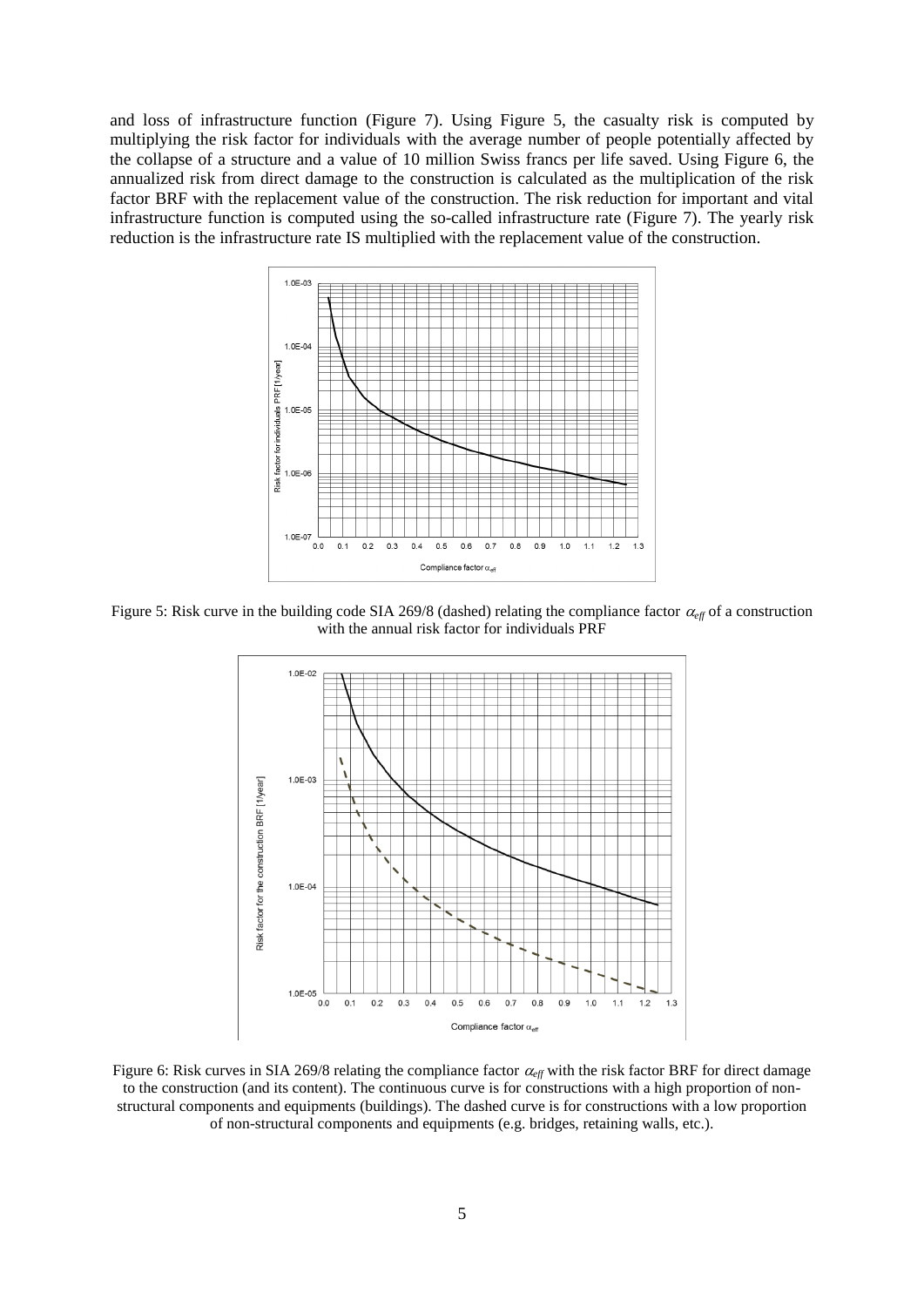and loss of infrastructure function (Figure 7). Using Figure 5, the casualty risk is computed by multiplying the risk factor for individuals with the average number of people potentially affected by the collapse of a structure and a value of 10 million Swiss francs per life saved. Using Figure 6, the annualized risk from direct damage to the construction is calculated as the multiplication of the risk factor BRF with the replacement value of the construction. The risk reduction for important and vital infrastructure function is computed using the so-called infrastructure rate (Figure 7). The yearly risk reduction is the infrastructure rate IS multiplied with the replacement value of the construction.

Figure 5: Risk curve in the building code SIA 269/8 (dashed) relating the compliance factor $\alpha_{eff}$ of a construction with the annual risk factor for individuals PRF

Figure 6: Risk curves in SIA 269/8 relating the compliance factor $\alpha_{eff}$ with the risk factor BRF for direct damage to the construction (and its content). The continuous curve is for constructions with a high proportion of non-structural components and equipments (buildings). The dashed curve is for constructions with a low proportion of non-structural components and equipments (e.g. bridges, retaining walls, etc.).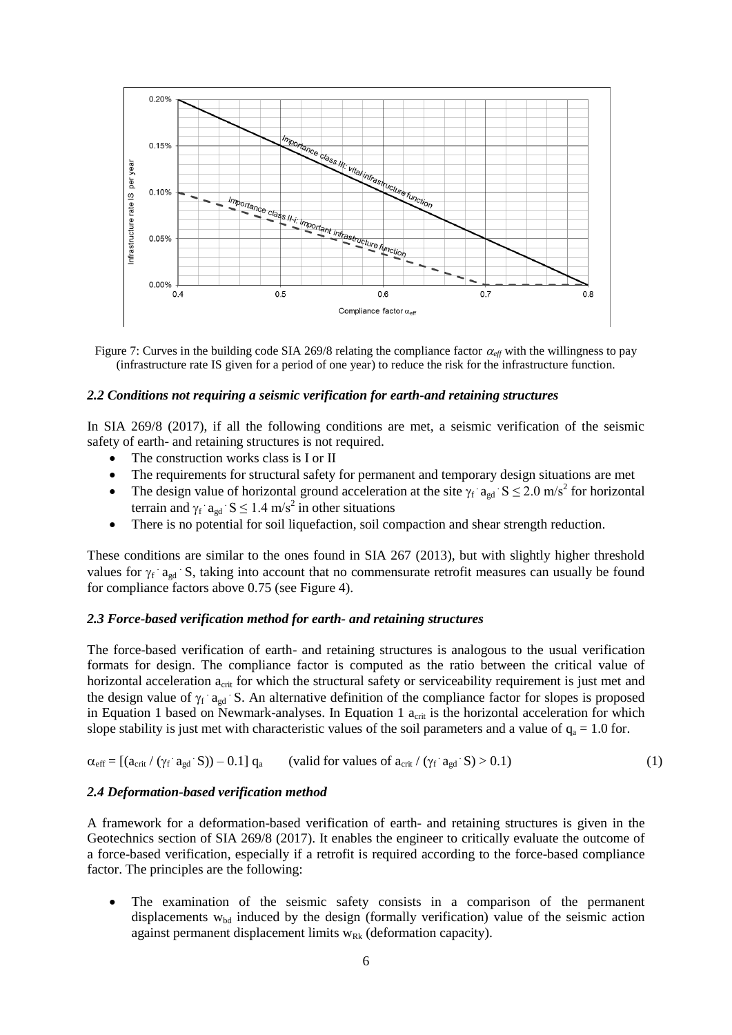Figure 7: Curves in the building code SIA 269/8 relating the compliance factor $\alpha_{eff}$ with the willingness to pay (infrastructure rate IS given for a period of one year) to reduce the risk for the infrastructure function.

### *2.2 Conditions not requiring a seismic verification for earth-and retaining structures*

In SIA 269/8 (2017), if all the following conditions are met, a seismic verification of the seismic safety of earth- and retaining structures is not required.

- The construction works class is I or II
- The requirements for structural safety for permanent and temporary design situations are met
- The design value of horizontal ground acceleration at the site $\gamma_f \cdot a_{gd} \cdot S \leq 2.0$ m/s$^2$ for horizontal terrain and $\gamma_f \cdot a_{gd} \cdot S \leq 1.4$ m/s$^2$ in other situations
- There is no potential for soil liquefaction, soil compaction and shear strength reduction.

These conditions are similar to the ones found in SIA 267 (2013), but with slightly higher threshold values for $\gamma_f \cdot a_{gd} \cdot S$, taking into account that no commensurate retrofit measures can usually be found for compliance factors above 0.75 (see Figure 4).

### *2.3 Force-based verification method for earth- and retaining structures*

The force-based verification of earth- and retaining structures is analogous to the usual verification formats for design. The compliance factor is computed as the ratio between the critical value of horizontal acceleration $a_{crit}$ for which the structural safety or serviceability requirement is just met and the design value of $\gamma_f \cdot a_{gd} \cdot S$. An alternative definition of the compliance factor for slopes is proposed in Equation 1 based on Newmark-analyses. In Equation 1 $a_{crit}$ is the horizontal acceleration for which slope stability is just met with characteristic values of the soil parameters and a value of $q_a = 1.0$ for.

$$\alpha_{eff} = [(a_{crit} / (\gamma_f \cdot a_{gd} \cdot S)) - 0.1]\, q_a \qquad \text{(valid for values of } a_{crit} / (\gamma_f \cdot a_{gd} \cdot S) > 0.1) \tag{1}$$

### *2.4 Deformation-based verification method*

A framework for a deformation-based verification of earth- and retaining structures is given in the Geotechnics section of SIA 269/8 (2017). It enables the engineer to critically evaluate the outcome of a force-based verification, especially if a retrofit is required according to the force-based compliance factor. The principles are the following:

- The examination of the seismic safety consists in a comparison of the permanent displacements $w_{bd}$ induced by the design (formally verification) value of the seismic action against permanent displacement limits $w_{Rk}$ (deformation capacity).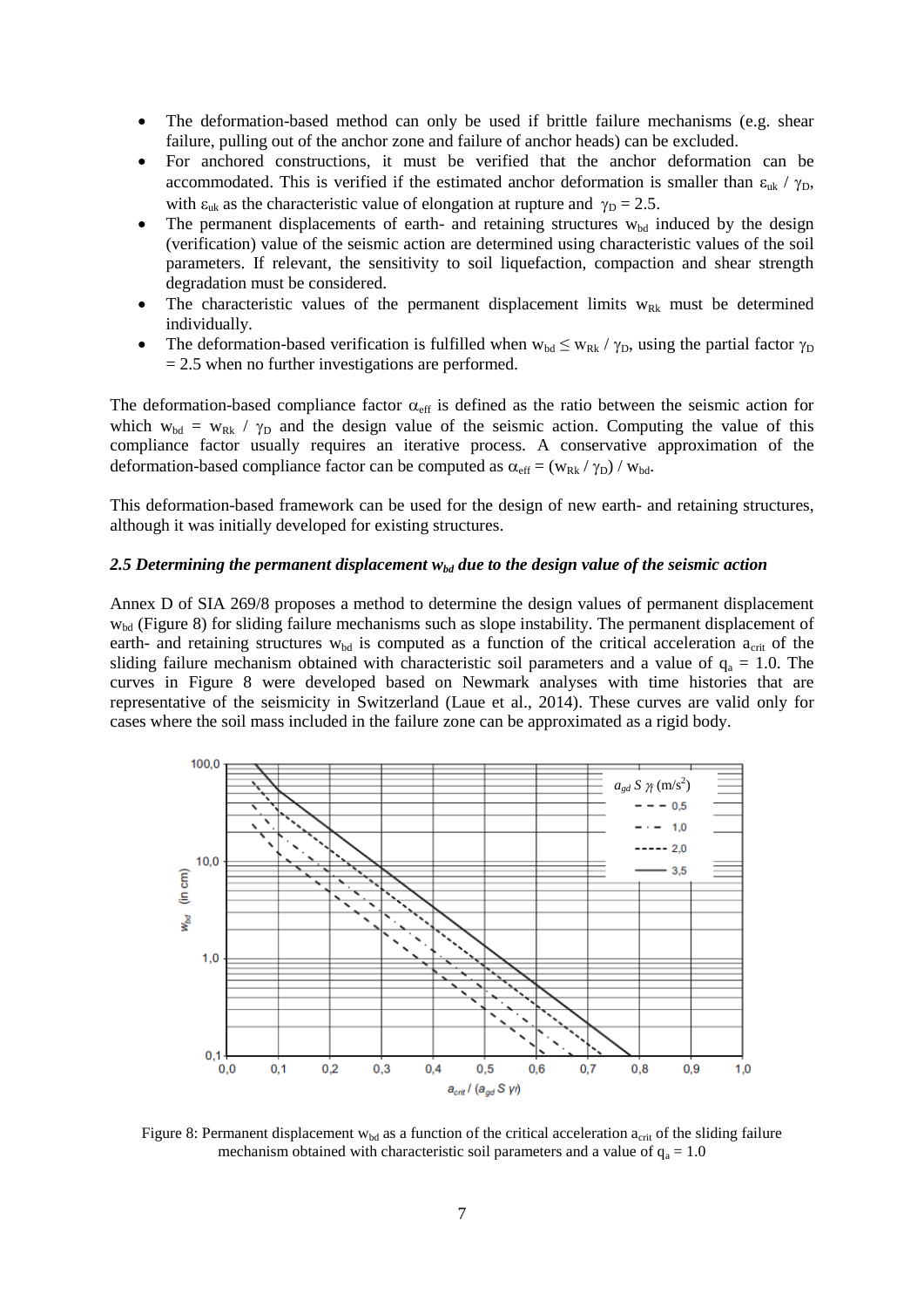- The deformation-based method can only be used if brittle failure mechanisms (e.g. shear failure, pulling out of the anchor zone and failure of anchor heads) can be excluded.
- For anchored constructions, it must be verified that the anchor deformation can be accommodated. This is verified if the estimated anchor deformation is smaller than $\varepsilon_{uk} / \gamma_D$, with $\varepsilon_{uk}$ as the characteristic value of elongation at rupture and $\gamma_D = 2.5$.
- The permanent displacements of earth- and retaining structures $w_{bd}$ induced by the design (verification) value of the seismic action are determined using characteristic values of the soil parameters. If relevant, the sensitivity to soil liquefaction, compaction and shear strength degradation must be considered.
- The characteristic values of the permanent displacement limits $w_{Rk}$ must be determined individually.
- The deformation-based verification is fulfilled when $w_{bd} \leq w_{Rk} / \gamma_D$, using the partial factor $\gamma_D = 2.5$ when no further investigations are performed.

The deformation-based compliance factor $\alpha_{eff}$ is defined as the ratio between the seismic action for which $w_{bd} = w_{Rk} / \gamma_D$ and the design value of the seismic action. Computing the value of this compliance factor usually requires an iterative process. A conservative approximation of the deformation-based compliance factor can be computed as $\alpha_{eff} = (w_{Rk} / \gamma_D) / w_{bd}$.

This deformation-based framework can be used for the design of new earth- and retaining structures, although it was initially developed for existing structures.

### *2.5 Determining the permanent displacement $w_{bd}$ due to the design value of the seismic action*

Annex D of SIA 269/8 proposes a method to determine the design values of permanent displacement $w_{bd}$ (Figure 8) for sliding failure mechanisms such as slope instability. The permanent displacement of earth- and retaining structures $w_{bd}$ is computed as a function of the critical acceleration $a_{crit}$ of the sliding failure mechanism obtained with characteristic soil parameters and a value of $q_a = 1.0$. The curves in Figure 8 were developed based on Newmark analyses with time histories that are representative of the seismicity in Switzerland (Laue et al., 2014). These curves are valid only for cases where the soil mass included in the failure zone can be approximated as a rigid body.

Figure 8: Permanent displacement $w_{bd}$ as a function of the critical acceleration $a_{crit}$ of the sliding failure mechanism obtained with characteristic soil parameters and a value of $q_a = 1.0$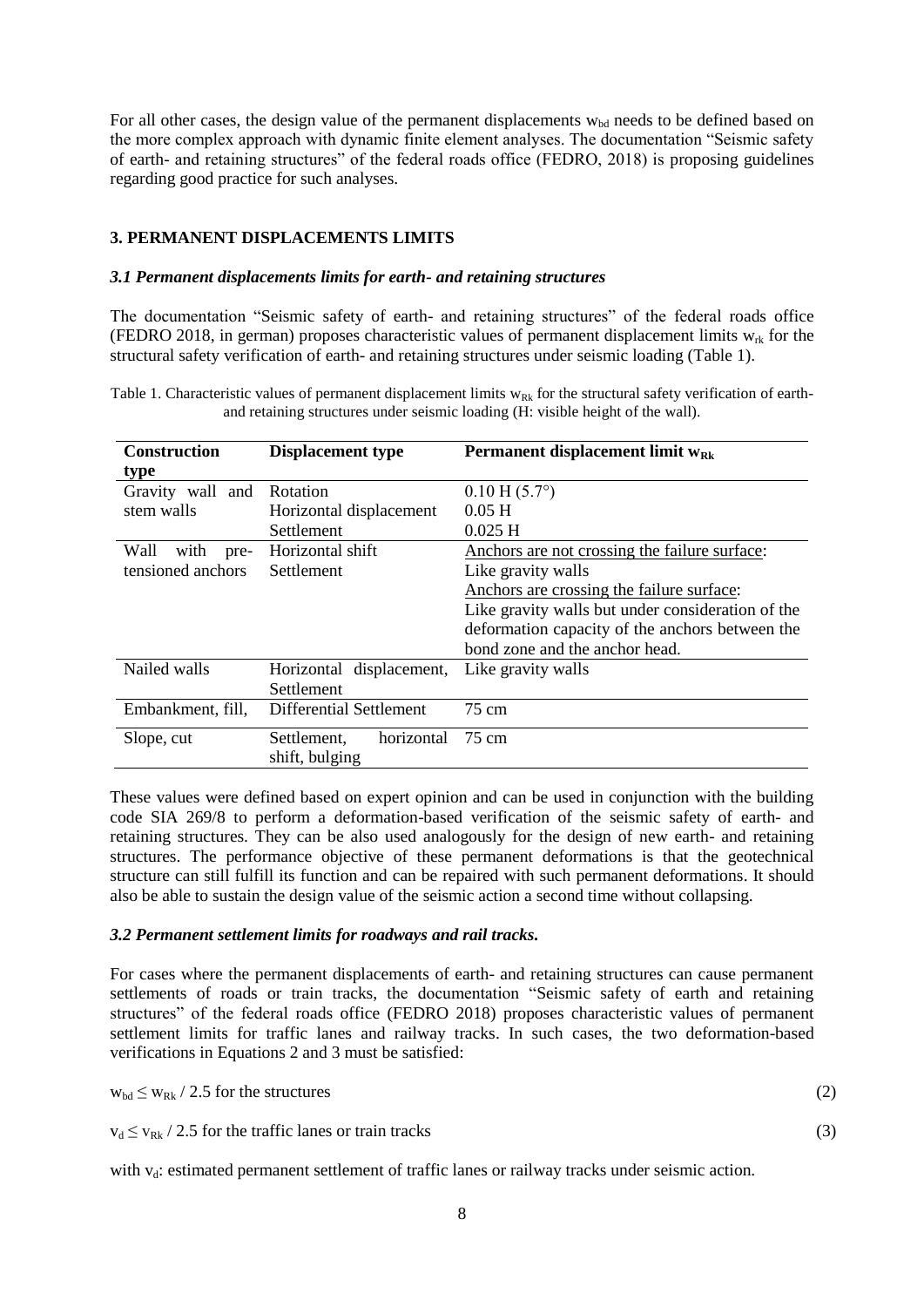For all other cases, the design value of the permanent displacements $w_{bd}$ needs to be defined based on the more complex approach with dynamic finite element analyses. The documentation "Seismic safety of earth- and retaining structures" of the federal roads office (FEDRO, 2018) is proposing guidelines regarding good practice for such analyses.

## 3. PERMANENT DISPLACEMENTS LIMITS

### *3.1 Permanent displacements limits for earth- and retaining structures*

The documentation "Seismic safety of earth- and retaining structures" of the federal roads office (FEDRO 2018, in german) proposes characteristic values of permanent displacement limits $w_{rk}$ for the structural safety verification of earth- and retaining structures under seismic loading (Table 1).

Table 1. Characteristic values of permanent displacement limits $w_{Rk}$ for the structural safety verification of earth- and retaining structures under seismic loading (H: visible height of the wall).

| Construction type | Displacement type | Permanent displacement limit $w_{Rk}$ |
|---|---|---|
| Gravity wall and stem walls | Rotation<br>Horizontal displacement<br>Settlement | 0.10 H (5.7°)<br>0.05 H<br>0.025 H |
| Wall with pre-tensioned anchors | Horizontal shift<br>Settlement | Anchors are not crossing the failure surface:<br>Like gravity walls<br>Anchors are crossing the failure surface:<br>Like gravity walls but under consideration of the deformation capacity of the anchors between the bond zone and the anchor head. |
| Nailed walls | Horizontal displacement, Settlement | Like gravity walls |
| Embankment, fill, | Differential Settlement | 75 cm |
| Slope, cut | Settlement, horizontal shift, bulging | 75 cm |

These values were defined based on expert opinion and can be used in conjunction with the building code SIA 269/8 to perform a deformation-based verification of the seismic safety of earth- and retaining structures. They can be also used analogously for the design of new earth- and retaining structures. The performance objective of these permanent deformations is that the geotechnical structure can still fulfill its function and can be repaired with such permanent deformations. It should also be able to sustain the design value of the seismic action a second time without collapsing.

### *3.2 Permanent settlement limits for roadways and rail tracks.*

For cases where the permanent displacements of earth- and retaining structures can cause permanent settlements of roads or train tracks, the documentation "Seismic safety of earth and retaining structures" of the federal roads office (FEDRO 2018) proposes characteristic values of permanent settlement limits for traffic lanes and railway tracks. In such cases, the two deformation-based verifications in Equations 2 and 3 must be satisfied:

$$w_{bd} \leq w_{Rk} / 2.5 \text{ for the structures} \tag{2}$$

$$v_d \leq v_{Rk} / 2.5 \text{ for the traffic lanes or train tracks} \tag{3}$$

with $v_d$: estimated permanent settlement of traffic lanes or railway tracks under seismic action.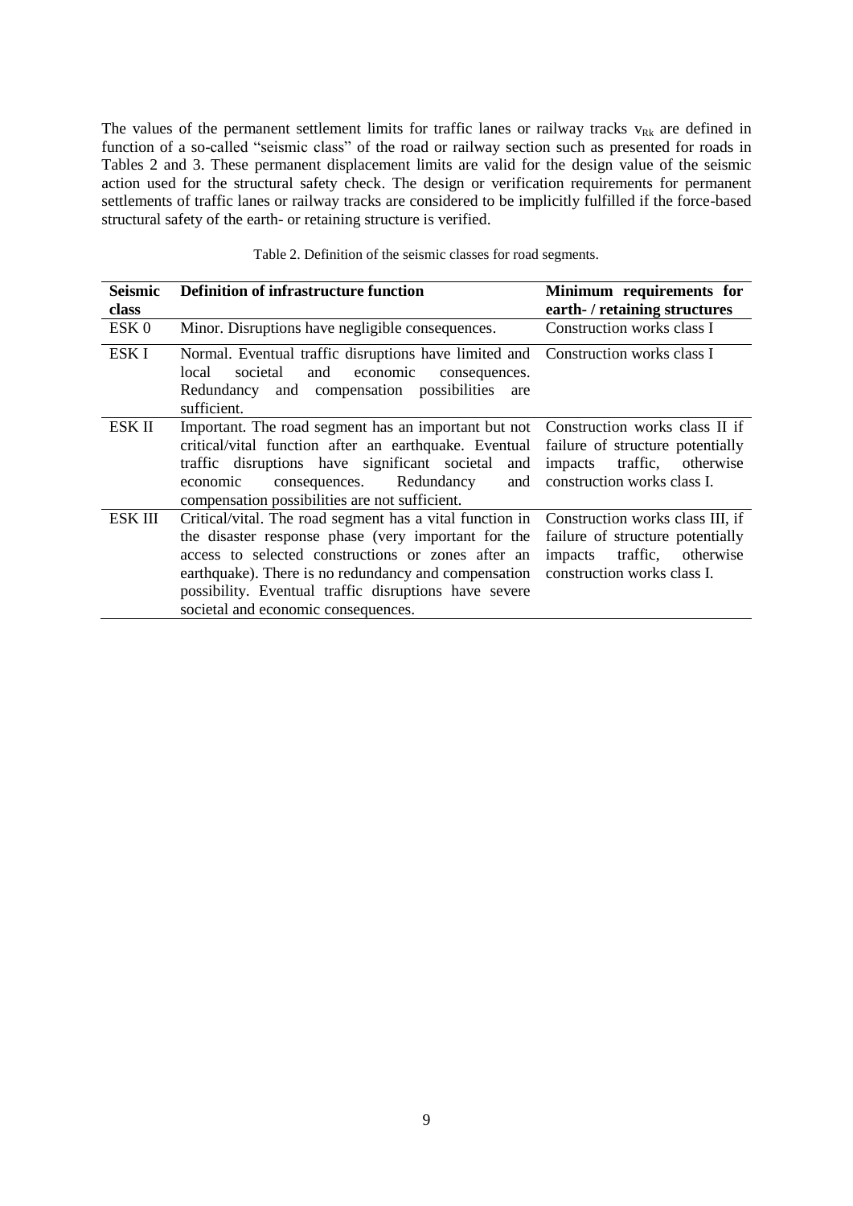The values of the permanent settlement limits for traffic lanes or railway tracks $v_{Rk}$ are defined in function of a so-called "seismic class" of the road or railway section such as presented for roads in Tables 2 and 3. These permanent displacement limits are valid for the design value of the seismic action used for the structural safety check. The design or verification requirements for permanent settlements of traffic lanes or railway tracks are considered to be implicitly fulfilled if the force-based structural safety of the earth- or retaining structure is verified.

Table 2. Definition of the seismic classes for road segments.

| Seismic class | Definition of infrastructure function | Minimum requirements for earth- / retaining structures |
|---|---|---|
| ESK 0 | Minor. Disruptions have negligible consequences. | Construction works class I |
| ESK I | Normal. Eventual traffic disruptions have limited and local societal and economic consequences. Redundancy and compensation possibilities are sufficient. | Construction works class I |
| ESK II | Important. The road segment has an important but not critical/vital function after an earthquake. Eventual traffic disruptions have significant societal and economic consequences. Redundancy and compensation possibilities are not sufficient. | Construction works class II if failure of structure potentially impacts traffic, otherwise construction works class I. |
| ESK III | Critical/vital. The road segment has a vital function in the disaster response phase (very important for the access to selected constructions or zones after an earthquake). There is no redundancy and compensation possibility. Eventual traffic disruptions have severe societal and economic consequences. | Construction works class III, if failure of structure potentially impacts traffic, otherwise construction works class I. |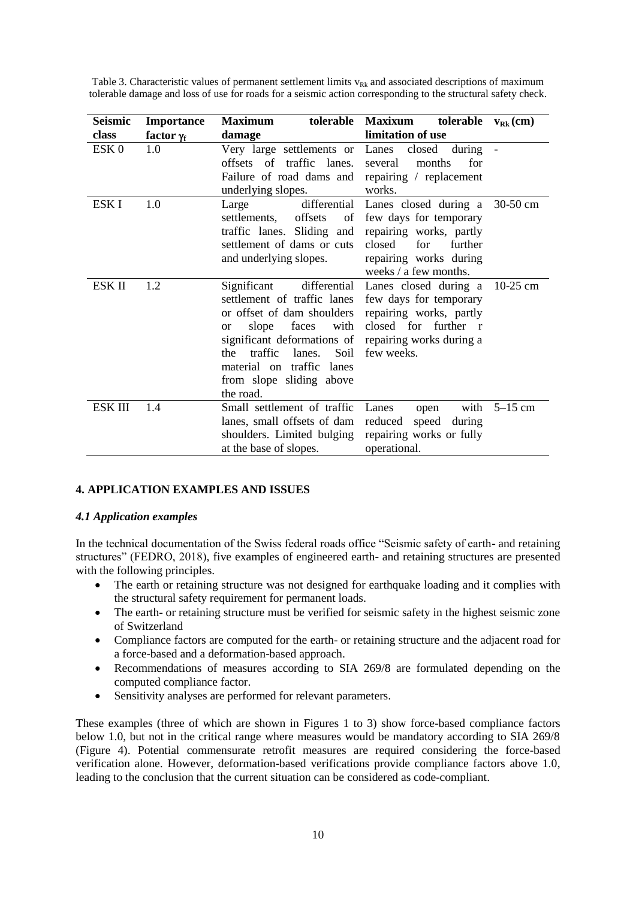Table 3. Characteristic values of permanent settlement limits $v_{Rk}$ and associated descriptions of maximum tolerable damage and loss of use for roads for a seismic action corresponding to the structural safety check.

| Seismic class | Importance factor $\gamma_f$ | Maximum tolerable damage | Maxixum tolerable limitation of use | $v_{Rk}$ (cm) |
|---|---|---|---|---|
| ESK 0 | 1.0 | Very large settlements or offsets of traffic lanes. Failure of road dams and underlying slopes. | Lanes closed during several months for repairing / replacement works. | - |
| ESK I | 1.0 | Large differential settlements, offsets of traffic lanes. Sliding and settlement of dams or cuts and underlying slopes. | Lanes closed during a few days for temporary repairing works, partly closed for further repairing works during weeks / a few months. | 30-50 cm |
| ESK II | 1.2 | Significant differential settlement of traffic lanes or offset of dam shoulders or slope faces with significant deformations of the traffic lanes. Soil material on traffic lanes from slope sliding above the road. | Lanes closed during a few days for temporary repairing works, partly closed for further r repairing works during a few weeks. | 10-25 cm |
| ESK III | 1.4 | Small settlement of traffic lanes, small offsets of dam shoulders. Limited bulging at the base of slopes. | Lanes open with reduced speed during repairing works or fully operational. | 5–15 cm |

## 4. APPLICATION EXAMPLES AND ISSUES

### *4.1 Application examples*

In the technical documentation of the Swiss federal roads office "Seismic safety of earth- and retaining structures" (FEDRO, 2018), five examples of engineered earth- and retaining structures are presented with the following principles.

- The earth or retaining structure was not designed for earthquake loading and it complies with the structural safety requirement for permanent loads.
- The earth- or retaining structure must be verified for seismic safety in the highest seismic zone of Switzerland
- Compliance factors are computed for the earth- or retaining structure and the adjacent road for a force-based and a deformation-based approach.
- Recommendations of measures according to SIA 269/8 are formulated depending on the computed compliance factor.
- Sensitivity analyses are performed for relevant parameters.

These examples (three of which are shown in Figures 1 to 3) show force-based compliance factors below 1.0, but not in the critical range where measures would be mandatory according to SIA 269/8 (Figure 4). Potential commensurate retrofit measures are required considering the force-based verification alone. However, deformation-based verifications provide compliance factors above 1.0, leading to the conclusion that the current situation can be considered as code-compliant.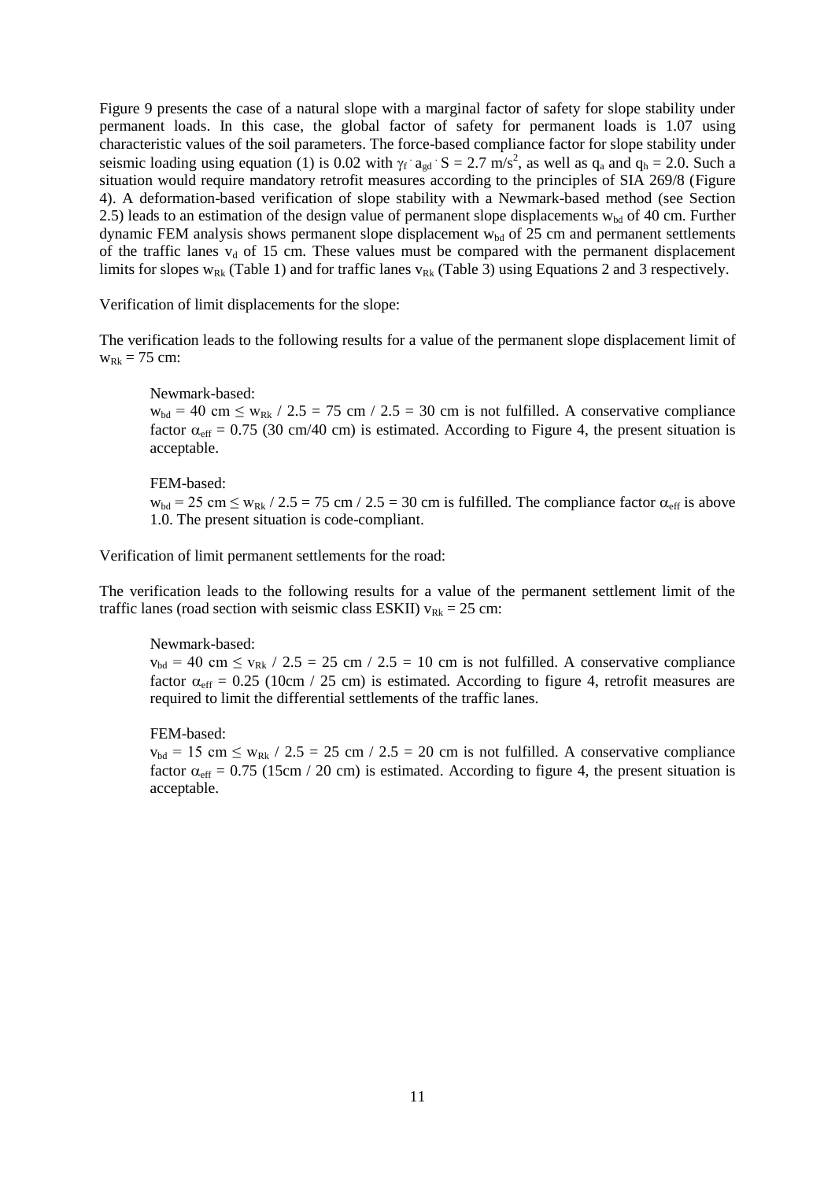Figure 9 presents the case of a natural slope with a marginal factor of safety for slope stability under permanent loads. In this case, the global factor of safety for permanent loads is 1.07 using characteristic values of the soil parameters. The force-based compliance factor for slope stability under seismic loading using equation (1) is 0.02 with $\gamma_f \cdot a_{gd} \cdot S = 2.7\ m/s^2$, as well as $q_a$ and $q_h = 2.0$. Such a situation would require mandatory retrofit measures according to the principles of SIA 269/8 (Figure 4). A deformation-based verification of slope stability with a Newmark-based method (see Section 2.5) leads to an estimation of the design value of permanent slope displacements $w_{bd}$ of 40 cm. Further dynamic FEM analysis shows permanent slope displacement $w_{bd}$ of 25 cm and permanent settlements of the traffic lanes $v_d$ of 15 cm. These values must be compared with the permanent displacement limits for slopes $w_{Rk}$ (Table 1) and for traffic lanes $v_{Rk}$ (Table 3) using Equations 2 and 3 respectively.

Verification of limit displacements for the slope:

The verification leads to the following results for a value of the permanent slope displacement limit of $w_{Rk} = 75$ cm:

> Newmark-based:
> $w_{bd} = 40\ cm \leq w_{Rk} / 2.5 = 75\ cm / 2.5 = 30\ cm$ is not fulfilled. A conservative compliance factor $\alpha_{eff} = 0.75$ (30 cm/40 cm) is estimated. According to Figure 4, the present situation is acceptable.
>
> FEM-based:
> $w_{bd} = 25\ cm \leq w_{Rk} / 2.5 = 75\ cm / 2.5 = 30\ cm$ is fulfilled. The compliance factor $\alpha_{eff}$ is above 1.0. The present situation is code-compliant.

Verification of limit permanent settlements for the road:

The verification leads to the following results for a value of the permanent settlement limit of the traffic lanes (road section with seismic class ESKII) $v_{Rk} = 25$ cm:

> Newmark-based:
> $v_{bd} = 40\ cm \leq v_{Rk} / 2.5 = 25\ cm / 2.5 = 10\ cm$ is not fulfilled. A conservative compliance factor $\alpha_{eff} = 0.25$ (10cm / 25 cm) is estimated. According to figure 4, retrofit measures are required to limit the differential settlements of the traffic lanes.
>
> FEM-based:
> $v_{bd} = 15\ cm \leq w_{Rk} / 2.5 = 25\ cm / 2.5 = 20\ cm$ is not fulfilled. A conservative compliance factor $\alpha_{eff} = 0.75$ (15cm / 20 cm) is estimated. According to figure 4, the present situation is acceptable.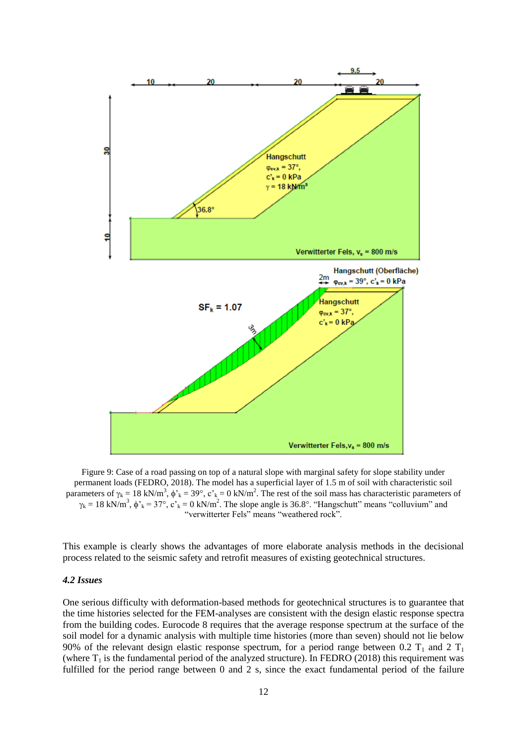Figure 9: Case of a road passing on top of a natural slope with marginal safety for slope stability under permanent loads (FEDRO, 2018). The model has a superficial layer of 1.5 m of soil with characteristic soil parameters of $\gamma_k$ = 18 kN/m$^3$, $\phi'_k$ = 39°, $c'_k$ = 0 kN/m$^2$. The rest of the soil mass has characteristic parameters of $\gamma_k$ = 18 kN/m$^3$, $\phi'_k$ = 37°, $c'_k$ = 0 kN/m$^2$. The slope angle is 36.8°. "Hangschutt" means "colluvium" and "verwitterter Fels" means "weathered rock".

This example is clearly shows the advantages of more elaborate analysis methods in the decisional process related to the seismic safety and retrofit measures of existing geotechnical structures.

### *4.2 Issues*

One serious difficulty with deformation-based methods for geotechnical structures is to guarantee that the time histories selected for the FEM-analyses are consistent with the design elastic response spectra from the building codes. Eurocode 8 requires that the average response spectrum at the surface of the soil model for a dynamic analysis with multiple time histories (more than seven) should not lie below 90% of the relevant design elastic response spectrum, for a period range between 0.2 $T_1$ and 2 $T_1$ (where $T_1$ is the fundamental period of the analyzed structure). In FEDRO (2018) this requirement was fulfilled for the period range between 0 and 2 s, since the exact fundamental period of the failure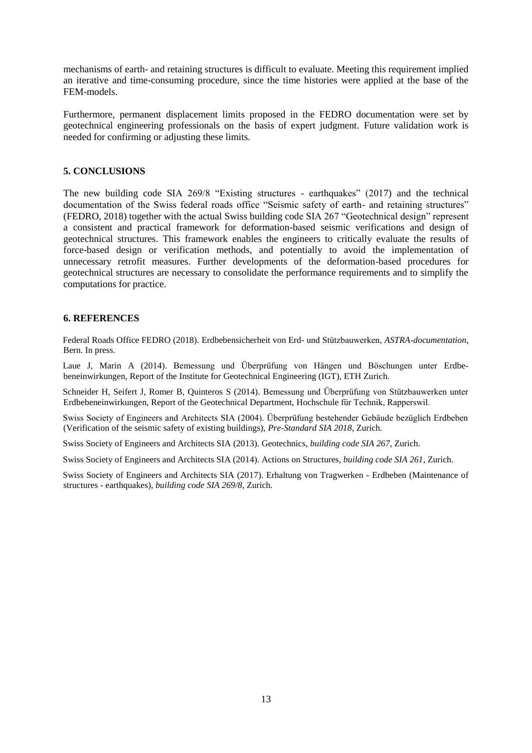mechanisms of earth- and retaining structures is difficult to evaluate. Meeting this requirement implied an iterative and time-consuming procedure, since the time histories were applied at the base of the FEM-models.

Furthermore, permanent displacement limits proposed in the FEDRO documentation were set by geotechnical engineering professionals on the basis of expert judgment. Future validation work is needed for confirming or adjusting these limits.

## 5. CONCLUSIONS

The new building code SIA 269/8 "Existing structures - earthquakes" (2017) and the technical documentation of the Swiss federal roads office "Seismic safety of earth- and retaining structures" (FEDRO, 2018) together with the actual Swiss building code SIA 267 "Geotechnical design" represent a consistent and practical framework for deformation-based seismic verifications and design of geotechnical structures. This framework enables the engineers to critically evaluate the results of force-based design or verification methods, and potentially to avoid the implementation of unnecessary retrofit measures. Further developments of the deformation-based procedures for geotechnical structures are necessary to consolidate the performance requirements and to simplify the computations for practice.

## 6. REFERENCES

Federal Roads Office FEDRO (2018). Erdbebensicherheit von Erd- und Stützbauwerken, *ASTRA-documentation*, Bern. In press.

Laue J, Marin A (2014). Bemessung und Überprüfung von Hängen und Böschungen unter Erdbebeneinwirkungen, Report of the Institute for Geotechnical Engineering (IGT), ETH Zurich.

Schneider H, Seifert J, Romer B, Quinteros S (2014). Bemessung und Überprüfung von Stützbauwerken unter Erdbebeneinwirkungen, Report of the Geotechnical Department, Hochschule für Technik, Rapperswil.

Swiss Society of Engineers and Architects SIA (2004). Überprüfung bestehender Gebäude bezüglich Erdbeben (Verification of the seismic safety of existing buildings), *Pre-Standard SIA 2018*, Zurich.

Swiss Society of Engineers and Architects SIA (2013). Geotechnics, *building code SIA 267*, Zurich.

Swiss Society of Engineers and Architects SIA (2014). Actions on Structures, *building code SIA 261*, Zurich.

Swiss Society of Engineers and Architects SIA (2017). Erhaltung von Tragwerken - Erdbeben (Maintenance of structures - earthquakes), *building code SIA 269/8*, Zurich.